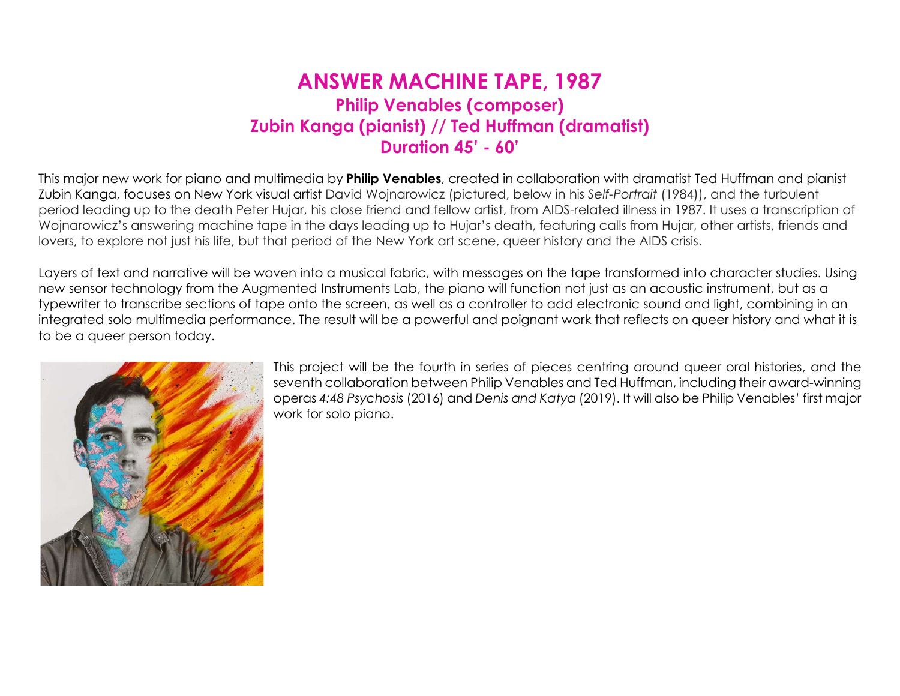# ANSWER MACHINE TAPE, 1987

## Philip Venables (composer)

## Zubin Kanga (pianist) // Ted Huffman (dramatist)

## Duration 45' - 60'

This major new work for piano and multimedia by **Philip Venables**, created in collaboration with dramatist Ted Huffman and pianist Zubin Kanga, focuses on New York visual artist David Wojnarowicz (pictured, below in his *Self-Portrait* (1984)), and the turbulent period leading up to the death Peter Hujar, his close friend and fellow artist, from AIDS-related illness in 1987. It uses a transcription of Wojnarowicz's answering machine tape in the days leading up to Hujar's death, featuring calls from Hujar, other artists, friends and lovers, to explore not just his life, but that period of the New York art scene, queer history and the AIDS crisis.

Layers of text and narrative will be woven into a musical fabric, with messages on the tape transformed into character studies. Using new sensor technology from the Augmented Instruments Lab, the piano will function not just as an acoustic instrument, but as a typewriter to transcribe sections of tape onto the screen, as well as a controller to add electronic sound and light, combining in an integrated solo multimedia performance. The result will be a powerful and poignant work that reflects on queer history and what it is to be a queer person today.

This project will be the fourth in series of pieces centring around queer oral histories, and the seventh collaboration between Philip Venables and Ted Huffman, including their award-winning operas *4:48 Psychosis* (2016) and *Denis and Katya* (2019). It will also be Philip Venables' first major work for solo piano.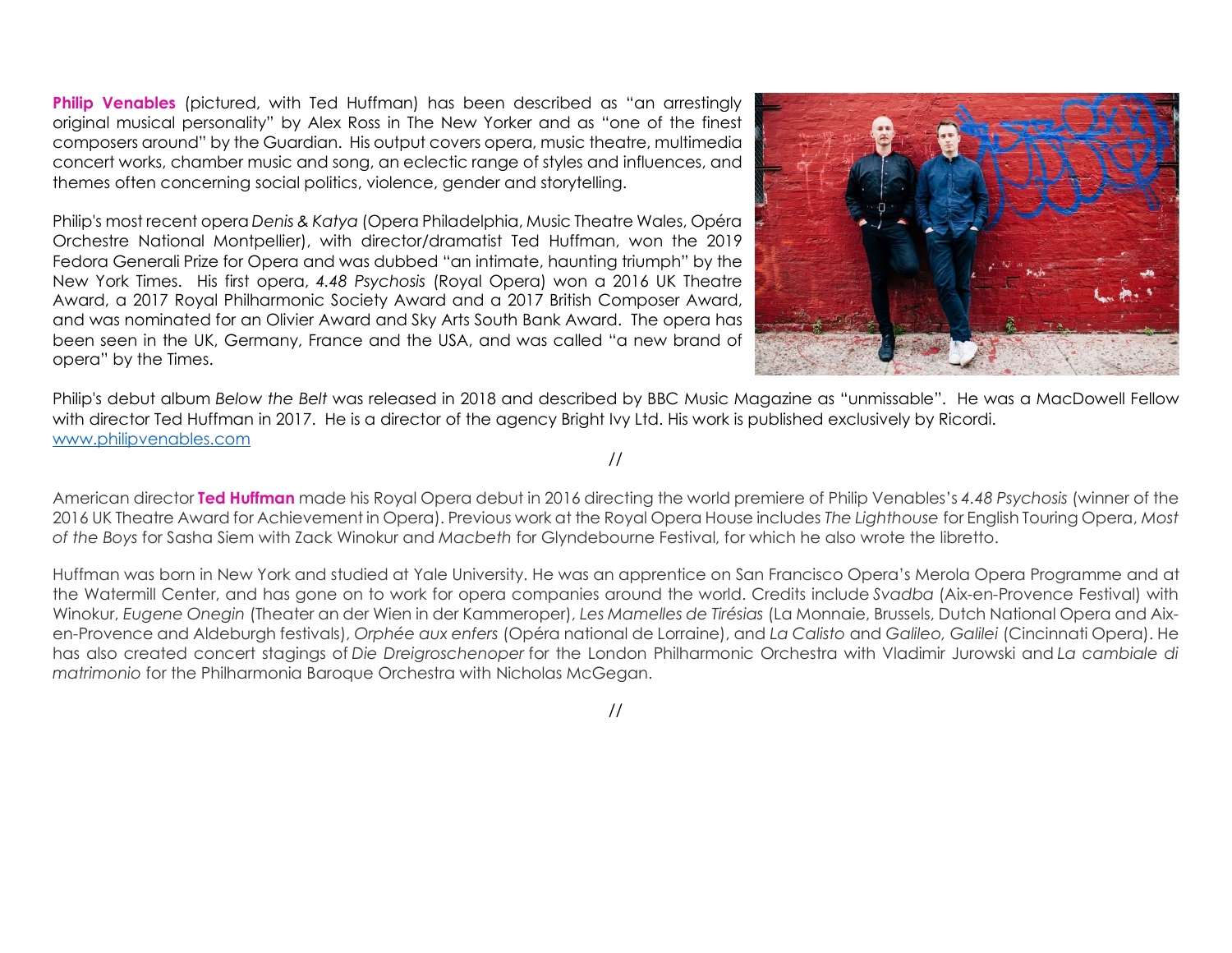**Philip Venables** (pictured, with Ted Huffman) has been described as "an arrestingly original musical personality" by Alex Ross in The New Yorker and as "one of the finest composers around" by the Guardian. His output covers opera, music theatre, multimedia concert works, chamber music and song, an eclectic range of styles and influences, and themes often concerning social politics, violence, gender and storytelling.

Philip's most recent opera *Denis & Katya* (Opera Philadelphia, Music Theatre Wales, Opéra Orchestre National Montpellier), with director/dramatist Ted Huffman, won the 2019 Fedora Generali Prize for Opera and was dubbed "an intimate, haunting triumph" by the New York Times. His first opera, *4.48 Psychosis* (Royal Opera) won a 2016 UK Theatre Award, a 2017 Royal Philharmonic Society Award and a 2017 British Composer Award, and was nominated for an Olivier Award and Sky Arts South Bank Award. The opera has been seen in the UK, Germany, France and the USA, and was called "a new brand of opera" by the Times.

Philip's debut album *Below the Belt* was released in 2018 and described by BBC Music Magazine as "unmissable". He was a MacDowell Fellow with director Ted Huffman in 2017. He is a director of the agency Bright Ivy Ltd. His work is published exclusively by Ricordi.
[www.philipvenables.com](http://www.philipvenables.com)

//

American director **Ted Huffman** made his Royal Opera debut in 2016 directing the world premiere of Philip Venables's *4.48 Psychosis* (winner of the 2016 UK Theatre Award for Achievement in Opera). Previous work at the Royal Opera House includes *The Lighthouse* for English Touring Opera, *Most of the Boys* for Sasha Siem with Zack Winokur and *Macbeth* for Glyndebourne Festival, for which he also wrote the libretto.

Huffman was born in New York and studied at Yale University. He was an apprentice on San Francisco Opera's Merola Opera Programme and at the Watermill Center, and has gone on to work for opera companies around the world. Credits include *Svadba* (Aix-en-Provence Festival) with Winokur, *Eugene Onegin* (Theater an der Wien in der Kammeroper), *Les Mamelles de Tirésias* (La Monnaie, Brussels, Dutch National Opera and Aix-en-Provence and Aldeburgh festivals), *Orphée aux enfers* (Opéra national de Lorraine), and *La Calisto* and *Galileo, Galilei* (Cincinnati Opera). He has also created concert stagings of *Die Dreigroschenoper* for the London Philharmonic Orchestra with Vladimir Jurowski and *La cambiale di matrimonio* for the Philharmonia Baroque Orchestra with Nicholas McGegan.

//